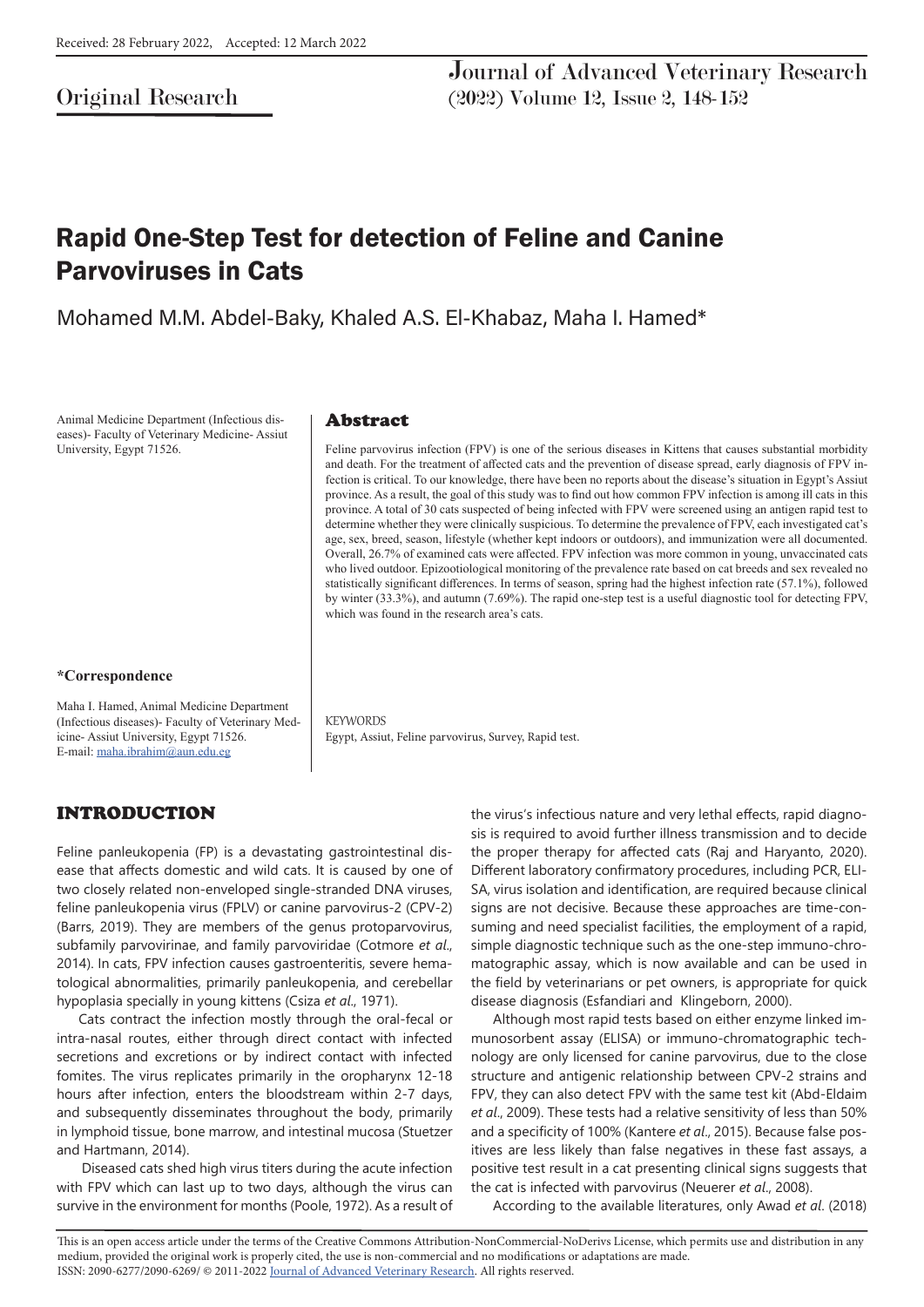Received: 28 February 2022, Accepted: 12 March 2022

Original Research

# Rapid One-Step Test for detection of Feline and Canine Parvoviruses in Cats

Mohamed M.M. Abdel-Baky, Khaled A.S. El-Khabaz, Maha I. Hamed*

Animal Medicine Department (Infectious diseases)- Faculty of Veterinary Medicine- Assiut University, Egypt 71526.

**\*Correspondence**

Maha I. Hamed, Animal Medicine Department (Infectious diseases)- Faculty of Veterinary Medicine- Assiut University, Egypt 71526.
E-mail: maha.ibrahim@aun.edu.eg

## Abstract

Feline parvovirus infection (FPV) is one of the serious diseases in Kittens that causes substantial morbidity and death. For the treatment of affected cats and the prevention of disease spread, early diagnosis of FPV infection is critical. To our knowledge, there have been no reports about the disease's situation in Egypt's Assiut province. As a result, the goal of this study was to find out how common FPV infection is among ill cats in this province. A total of 30 cats suspected of being infected with FPV were screened using an antigen rapid test to determine whether they were clinically suspicious. To determine the prevalence of FPV, each investigated cat's age, sex, breed, season, lifestyle (whether kept indoors or outdoors), and immunization were all documented. Overall, 26.7% of examined cats were affected. FPV infection was more common in young, unvaccinated cats who lived outdoor. Epizootiological monitoring of the prevalence rate based on cat breeds and sex revealed no statistically significant differences. In terms of season, spring had the highest infection rate (57.1%), followed by winter (33.3%), and autumn (7.69%). The rapid one-step test is a useful diagnostic tool for detecting FPV, which was found in the research area's cats.

KEYWORDS
Egypt, Assiut, Feline parvovirus, Survey, Rapid test.

## INTRODUCTION

Feline panleukopenia (FP) is a devastating gastrointestinal disease that affects domestic and wild cats. It is caused by one of two closely related non-enveloped single-stranded DNA viruses, feline panleukopenia virus (FPLV) or canine parvovirus-2 (CPV-2) (Barrs, 2019). They are members of the genus protoparvovirus, subfamily parvovirinae, and family parvoviridae (Cotmore *et al.*, 2014). In cats, FPV infection causes gastroenteritis, severe hematological abnormalities, primarily panleukopenia, and cerebellar hypoplasia specially in young kittens (Csiza *et al.*, 1971).

Cats contract the infection mostly through the oral-fecal or intra-nasal routes, either through direct contact with infected secretions and excretions or by indirect contact with infected fomites. The virus replicates primarily in the oropharynx 12-18 hours after infection, enters the bloodstream within 2-7 days, and subsequently disseminates throughout the body, primarily in lymphoid tissue, bone marrow, and intestinal mucosa (Stuetzer and Hartmann, 2014).

Diseased cats shed high virus titers during the acute infection with FPV which can last up to two days, although the virus can survive in the environment for months (Poole, 1972). As a result of the virus's infectious nature and very lethal effects, rapid diagnosis is required to avoid further illness transmission and to decide the proper therapy for affected cats (Raj and Haryanto, 2020). Different laboratory confirmatory procedures, including PCR, ELISA, virus isolation and identification, are required because clinical signs are not decisive. Because these approaches are time-consuming and need specialist facilities, the employment of a rapid, simple diagnostic technique such as the one-step immuno-chromatographic assay, which is now available and can be used in the field by veterinarians or pet owners, is appropriate for quick disease diagnosis (Esfandiari and Klingeborn, 2000).

Although most rapid tests based on either enzyme linked immunosorbent assay (ELISA) or immuno-chromatographic technology are only licensed for canine parvovirus, due to the close structure and antigenic relationship between CPV-2 strains and FPV, they can also detect FPV with the same test kit (Abd-Eldaim *et al.*, 2009). These tests had a relative sensitivity of less than 50% and a specificity of 100% (Kantere *et al.*, 2015). Because false positives are less likely than false negatives in these fast assays, a positive test result in a cat presenting clinical signs suggests that the cat is infected with parvovirus (Neuerer *et al.*, 2008).

According to the available literatures, only Awad *et al.* (2018)

This is an open access article under the terms of the Creative Commons Attribution-NonCommercial-NoDerivs License, which permits use and distribution in any medium, provided the original work is properly cited, the use is non-commercial and no modifications or adaptations are made.
ISSN: 2090-6277/2090-6269/ © 2011-2022 Journal of Advanced Veterinary Research. All rights reserved.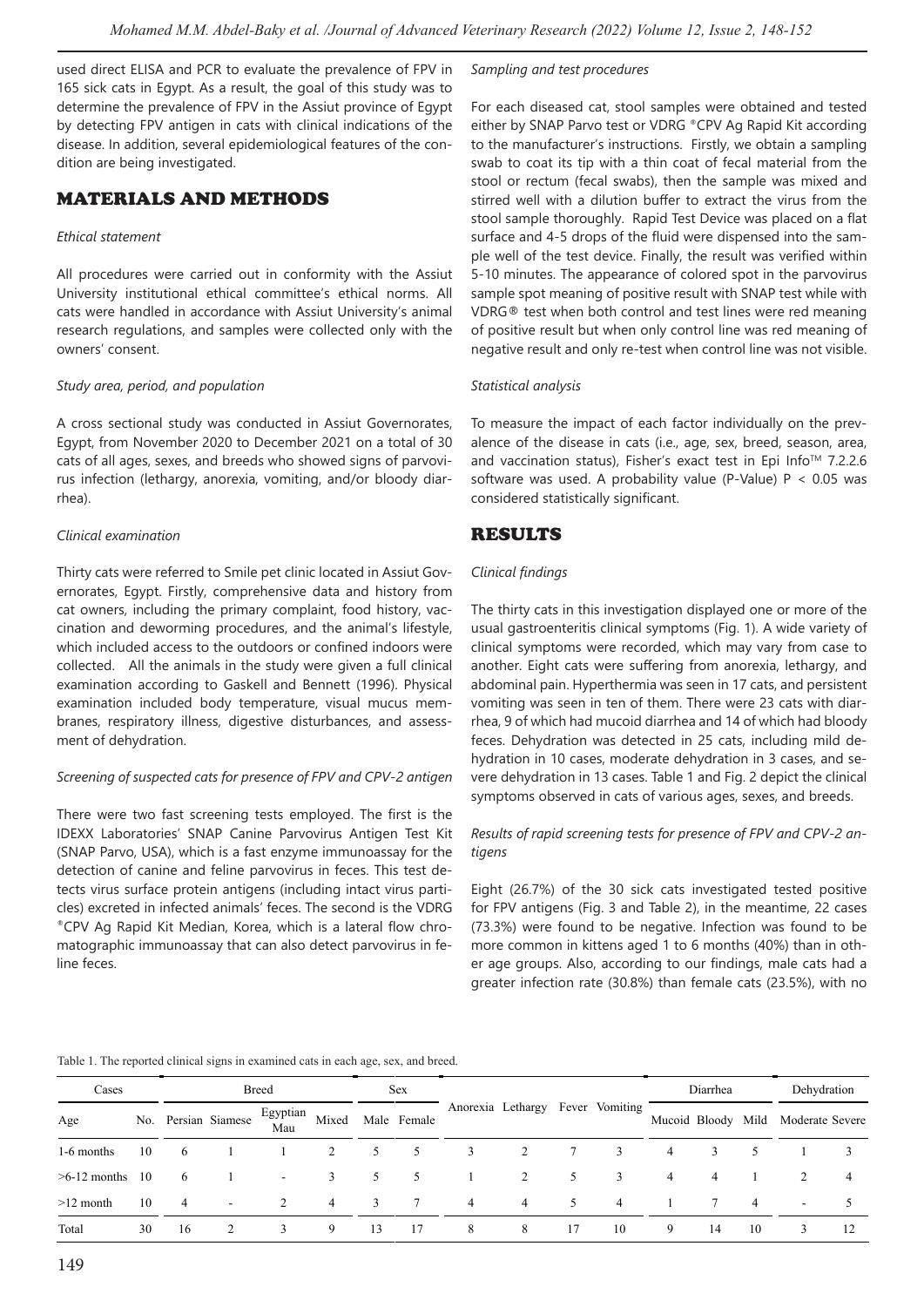used direct ELISA and PCR to evaluate the prevalence of FPV in 165 sick cats in Egypt. As a result, the goal of this study was to determine the prevalence of FPV in the Assiut province of Egypt by detecting FPV antigen in cats with clinical indications of the disease. In addition, several epidemiological features of the condition are being investigated.

## MATERIALS AND METHODS

### *Ethical statement*

All procedures were carried out in conformity with the Assiut University institutional ethical committee's ethical norms. All cats were handled in accordance with Assiut University's animal research regulations, and samples were collected only with the owners' consent.

### *Study area, period, and population*

A cross sectional study was conducted in Assiut Governorates, Egypt, from November 2020 to December 2021 on a total of 30 cats of all ages, sexes, and breeds who showed signs of parvovirus infection (lethargy, anorexia, vomiting, and/or bloody diarrhea).

### *Clinical examination*

Thirty cats were referred to Smile pet clinic located in Assiut Governorates, Egypt. Firstly, comprehensive data and history from cat owners, including the primary complaint, food history, vaccination and deworming procedures, and the animal's lifestyle, which included access to the outdoors or confined indoors were collected. All the animals in the study were given a full clinical examination according to Gaskell and Bennett (1996). Physical examination included body temperature, visual mucus membranes, respiratory illness, digestive disturbances, and assessment of dehydration.

### *Screening of suspected cats for presence of FPV and CPV-2 antigen*

There were two fast screening tests employed. The first is the IDEXX Laboratories' SNAP Canine Parvovirus Antigen Test Kit (SNAP Parvo, USA), which is a fast enzyme immunoassay for the detection of canine and feline parvovirus in feces. This test detects virus surface protein antigens (including intact virus particles) excreted in infected animals' feces. The second is the VDRG ®CPV Ag Rapid Kit Median, Korea, which is a lateral flow chromatographic immunoassay that can also detect parvovirus in feline feces.

### *Sampling and test procedures*

For each diseased cat, stool samples were obtained and tested either by SNAP Parvo test or VDRG ®CPV Ag Rapid Kit according to the manufacturer's instructions. Firstly, we obtain a sampling swab to coat its tip with a thin coat of fecal material from the stool or rectum (fecal swabs), then the sample was mixed and stirred well with a dilution buffer to extract the virus from the stool sample thoroughly. Rapid Test Device was placed on a flat surface and 4-5 drops of the fluid were dispensed into the sample well of the test device. Finally, the result was verified within 5-10 minutes. The appearance of colored spot in the parvovirus sample spot meaning of positive result with SNAP test while with VDRG® test when both control and test lines were red meaning of positive result but when only control line was red meaning of negative result and only re-test when control line was not visible.

### *Statistical analysis*

To measure the impact of each factor individually on the prevalence of the disease in cats (i.e., age, sex, breed, season, area, and vaccination status), Fisher's exact test in Epi Info™ 7.2.2.6 software was used. A probability value (P-Value) $P < 0.05$ was considered statistically significant.

## RESULTS

### *Clinical findings*

The thirty cats in this investigation displayed one or more of the usual gastroenteritis clinical symptoms (Fig. 1). A wide variety of clinical symptoms were recorded, which may vary from case to another. Eight cats were suffering from anorexia, lethargy, and abdominal pain. Hyperthermia was seen in 17 cats, and persistent vomiting was seen in ten of them. There were 23 cats with diarrhea, 9 of which had mucoid diarrhea and 14 of which had bloody feces. Dehydration was detected in 25 cats, including mild dehydration in 10 cases, moderate dehydration in 3 cases, and severe dehydration in 13 cases. Table 1 and Fig. 2 depict the clinical symptoms observed in cats of various ages, sexes, and breeds.

### *Results of rapid screening tests for presence of FPV and CPV-2 antigens*

Eight (26.7%) of the 30 sick cats investigated tested positive for FPV antigens (Fig. 3 and Table 2), in the meantime, 22 cases (73.3%) were found to be negative. Infection was found to be more common in kittens aged 1 to 6 months (40%) than in other age groups. Also, according to our findings, male cats had a greater infection rate (30.8%) than female cats (23.5%), with no

Table 1. The reported clinical signs in examined cats in each age, sex, and breed.

| Cases | | Breed | | | | Sex | | Anorexia | Lethargy | Fever | Vomiting | Diarrhea | | Dehydration | | |
|---|---|---|---|---|---|---|---|---|---|---|---|---|---|---|---|---|
| Age | No. | Persian | Siamese | Egyptian Mau | Mixed | Male | Female | | | | | Mucoid | Bloody | Mild | Moderate | Severe |
| 1-6 months | 10 | 6 | 1 | 1 | 2 | 5 | 5 | 3 | 2 | 7 | 3 | 4 | 3 | 5 | 1 | 3 |
| >6-12 months | 10 | 6 | 1 | - | 3 | 5 | 5 | 1 | 2 | 5 | 3 | 4 | 4 | 1 | 2 | 4 |
| >12 month | 10 | 4 | - | 2 | 4 | 3 | 7 | 4 | 4 | 5 | 4 | 1 | 7 | 4 | - | 5 |
| Total | 30 | 16 | 2 | 3 | 9 | 13 | 17 | 8 | 8 | 17 | 10 | 9 | 14 | 10 | 3 | 12 |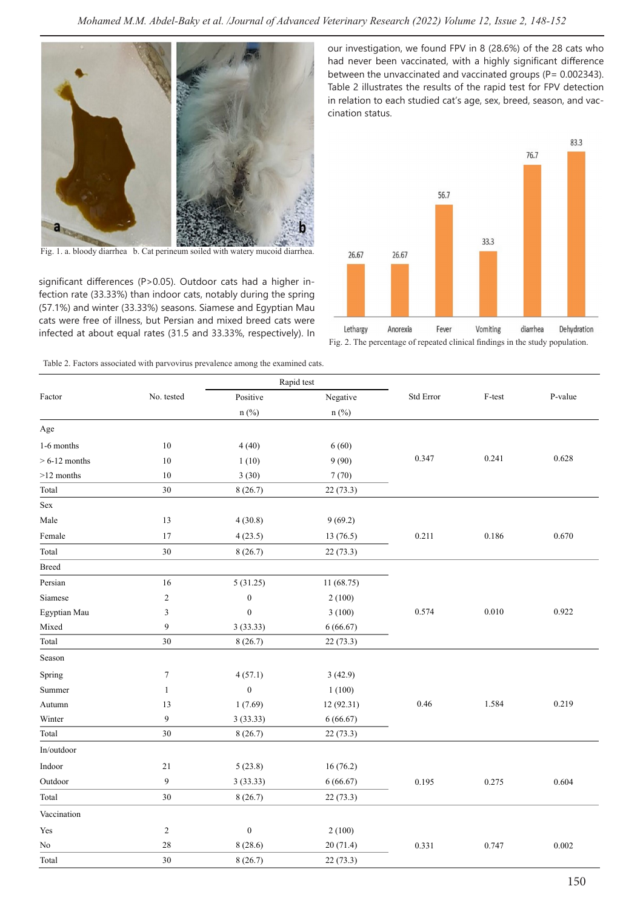Fig. 1. a. bloody diarrhea b. Cat perineum soiled with watery mucoid diarrhea.

significant differences (P>0.05). Outdoor cats had a higher infection rate (33.33%) than indoor cats, notably during the spring (57.1%) and winter (33.33%) seasons. Siamese and Egyptian Mau cats were free of illness, but Persian and mixed breed cats were infected at about equal rates (31.5 and 33.33%, respectively). In our investigation, we found FPV in 8 (28.6%) of the 28 cats who had never been vaccinated, with a highly significant difference between the unvaccinated and vaccinated groups (P= 0.002343). Table 2 illustrates the results of the rapid test for FPV detection in relation to each studied cat's age, sex, breed, season, and vaccination status.

Fig. 2. The percentage of repeated clinical findings in the study population.

Table 2. Factors associated with parvovirus prevalence among the examined cats.

| Factor | No. tested | Rapid test | | Std Error | F-test | P-value |
|---|---|---|---|---|---|---|
| | | Positive n (%) | Negative n (%) | | | |
| **Age** | | | | | | |
| 1-6 months | 10 | 4 (40) | 6 (60) | | | |
| > 6-12 months | 10 | 1 (10) | 9 (90) | 0.347 | 0.241 | 0.628 |
| >12 months | 10 | 3 (30) | 7 (70) | | | |
| Total | 30 | 8 (26.7) | 22 (73.3) | | | |
| **Sex** | | | | | | |
| Male | 13 | 4 (30.8) | 9 (69.2) | | | |
| Female | 17 | 4 (23.5) | 13 (76.5) | 0.211 | 0.186 | 0.670 |
| Total | 30 | 8 (26.7) | 22 (73.3) | | | |
| **Breed** | | | | | | |
| Persian | 16 | 5 (31.25) | 11 (68.75) | | | |
| Siamese | 2 | 0 | 2 (100) | | | |
| Egyptian Mau | 3 | 0 | 3 (100) | 0.574 | 0.010 | 0.922 |
| Mixed | 9 | 3 (33.33) | 6 (66.67) | | | |
| Total | 30 | 8 (26.7) | 22 (73.3) | | | |
| **Season** | | | | | | |
| Spring | 7 | 4 (57.1) | 3 (42.9) | | | |
| Summer | 1 | 0 | 1 (100) | | | |
| Autumn | 13 | 1 (7.69) | 12 (92.31) | 0.46 | 1.584 | 0.219 |
| Winter | 9 | 3 (33.33) | 6 (66.67) | | | |
| Total | 30 | 8 (26.7) | 22 (73.3) | | | |
| **In/outdoor** | | | | | | |
| Indoor | 21 | 5 (23.8) | 16 (76.2) | | | |
| Outdoor | 9 | 3 (33.33) | 6 (66.67) | 0.195 | 0.275 | 0.604 |
| Total | 30 | 8 (26.7) | 22 (73.3) | | | |
| **Vaccination** | | | | | | |
| Yes | 2 | 0 | 2 (100) | | | |
| No | 28 | 8 (28.6) | 20 (71.4) | 0.331 | 0.747 | 0.002 |
| Total | 30 | 8 (26.7) | 22 (73.3) | | | |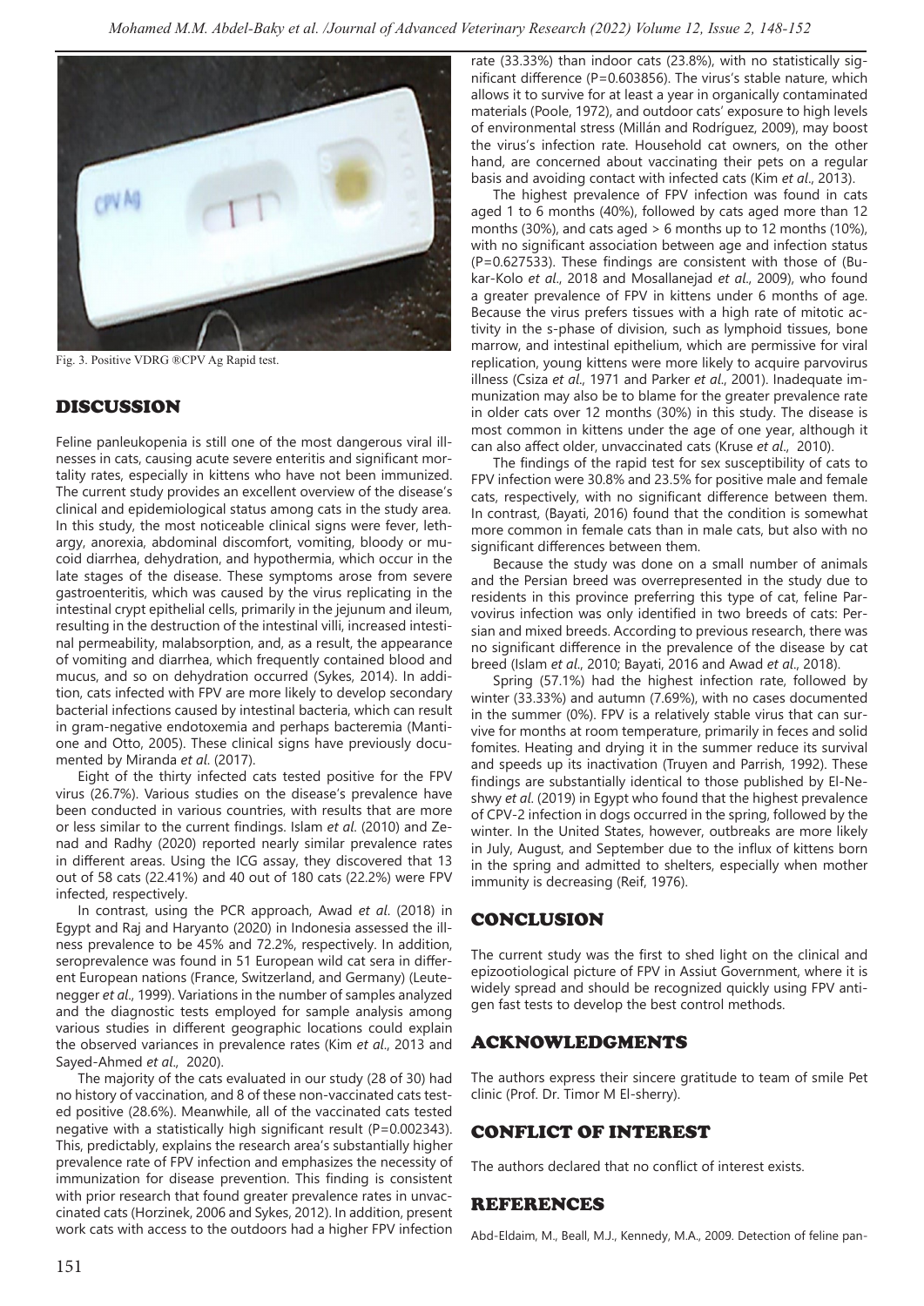Fig. 3. Positive VDRG ®CPV Ag Rapid test.

## DISCUSSION

Feline panleukopenia is still one of the most dangerous viral illnesses in cats, causing acute severe enteritis and significant mortality rates, especially in kittens who have not been immunized. The current study provides an excellent overview of the disease's clinical and epidemiological status among cats in the study area. In this study, the most noticeable clinical signs were fever, lethargy, anorexia, abdominal discomfort, vomiting, bloody or mucoid diarrhea, dehydration, and hypothermia, which occur in the late stages of the disease. These symptoms arose from severe gastroenteritis, which was caused by the virus replicating in the intestinal crypt epithelial cells, primarily in the jejunum and ileum, resulting in the destruction of the intestinal villi, increased intestinal permeability, malabsorption, and, as a result, the appearance of vomiting and diarrhea, which frequently contained blood and mucus, and so on dehydration occurred (Sykes, 2014). In addition, cats infected with FPV are more likely to develop secondary bacterial infections caused by intestinal bacteria, which can result in gram-negative endotoxemia and perhaps bacteremia (Mantione and Otto, 2005). These clinical signs have previously documented by Miranda *et al.* (2017).

Eight of the thirty infected cats tested positive for the FPV virus (26.7%). Various studies on the disease's prevalence have been conducted in various countries, with results that are more or less similar to the current findings. Islam *et al.* (2010) and Zenad and Radhy (2020) reported nearly similar prevalence rates in different areas. Using the ICG assay, they discovered that 13 out of 58 cats (22.41%) and 40 out of 180 cats (22.2%) were FPV infected, respectively.

In contrast, using the PCR approach, Awad *et al.* (2018) in Egypt and Raj and Haryanto (2020) in Indonesia assessed the illness prevalence to be 45% and 72.2%, respectively. In addition, seroprevalence was found in 51 European wild cat sera in different European nations (France, Switzerland, and Germany) (Leutenegger *et al.*, 1999). Variations in the number of samples analyzed and the diagnostic tests employed for sample analysis among various studies in different geographic locations could explain the observed variances in prevalence rates (Kim *et al.*, 2013 and Sayed-Ahmed *et al.*, 2020).

The majority of the cats evaluated in our study (28 of 30) had no history of vaccination, and 8 of these non-vaccinated cats tested positive (28.6%). Meanwhile, all of the vaccinated cats tested negative with a statistically high significant result (P=0.002343). This, predictably, explains the research area's substantially higher prevalence rate of FPV infection and emphasizes the necessity of immunization for disease prevention. This finding is consistent with prior research that found greater prevalence rates in unvaccinated cats (Horzinek, 2006 and Sykes, 2012). In addition, present work cats with access to the outdoors had a higher FPV infection rate (33.33%) than indoor cats (23.8%), with no statistically significant difference (P=0.603856). The virus's stable nature, which allows it to survive for at least a year in organically contaminated materials (Poole, 1972), and outdoor cats' exposure to high levels of environmental stress (Millán and Rodríguez, 2009), may boost the virus's infection rate. Household cat owners, on the other hand, are concerned about vaccinating their pets on a regular basis and avoiding contact with infected cats (Kim *et al.*, 2013).

The highest prevalence of FPV infection was found in cats aged 1 to 6 months (40%), followed by cats aged more than 12 months (30%), and cats aged > 6 months up to 12 months (10%), with no significant association between age and infection status (P=0.627533). These findings are consistent with those of (Bukar-Kolo *et al.*, 2018 and Mosallanejad *et al.*, 2009), who found a greater prevalence of FPV in kittens under 6 months of age. Because the virus prefers tissues with a high rate of mitotic activity in the s-phase of division, such as lymphoid tissues, bone marrow, and intestinal epithelium, which are permissive for viral replication, young kittens were more likely to acquire parvovirus illness (Csiza *et al.*, 1971 and Parker *et al.*, 2001). Inadequate immunization may also be to blame for the greater prevalence rate in older cats over 12 months (30%) in this study. The disease is most common in kittens under the age of one year, although it can also affect older, unvaccinated cats (Kruse *et al.*, 2010).

The findings of the rapid test for sex susceptibility of cats to FPV infection were 30.8% and 23.5% for positive male and female cats, respectively, with no significant difference between them. In contrast, (Bayati, 2016) found that the condition is somewhat more common in female cats than in male cats, but also with no significant differences between them.

Because the study was done on a small number of animals and the Persian breed was overrepresented in the study due to residents in this province preferring this type of cat, feline Parvovirus infection was only identified in two breeds of cats: Persian and mixed breeds. According to previous research, there was no significant difference in the prevalence of the disease by cat breed (Islam *et al.*, 2010; Bayati, 2016 and Awad *et al.*, 2018).

Spring (57.1%) had the highest infection rate, followed by winter (33.33%) and autumn (7.69%), with no cases documented in the summer (0%). FPV is a relatively stable virus that can survive for months at room temperature, primarily in feces and solid fomites. Heating and drying it in the summer reduce its survival and speeds up its inactivation (Truyen and Parrish, 1992). These findings are substantially identical to those published by El-Neshwy *et al.* (2019) in Egypt who found that the highest prevalence of CPV-2 infection in dogs occurred in the spring, followed by the winter. In the United States, however, outbreaks are more likely in July, August, and September due to the influx of kittens born in the spring and admitted to shelters, especially when mother immunity is decreasing (Reif, 1976).

## CONCLUSION

The current study was the first to shed light on the clinical and epizootiological picture of FPV in Assiut Government, where it is widely spread and should be recognized quickly using FPV antigen fast tests to develop the best control methods.

## ACKNOWLEDGMENTS

The authors express their sincere gratitude to team of smile Pet clinic (Prof. Dr. Timor M El-sherry).

## CONFLICT OF INTEREST

The authors declared that no conflict of interest exists.

## REFERENCES

Abd-Eldaim, M., Beall, M.J., Kennedy, M.A., 2009. Detection of feline pan-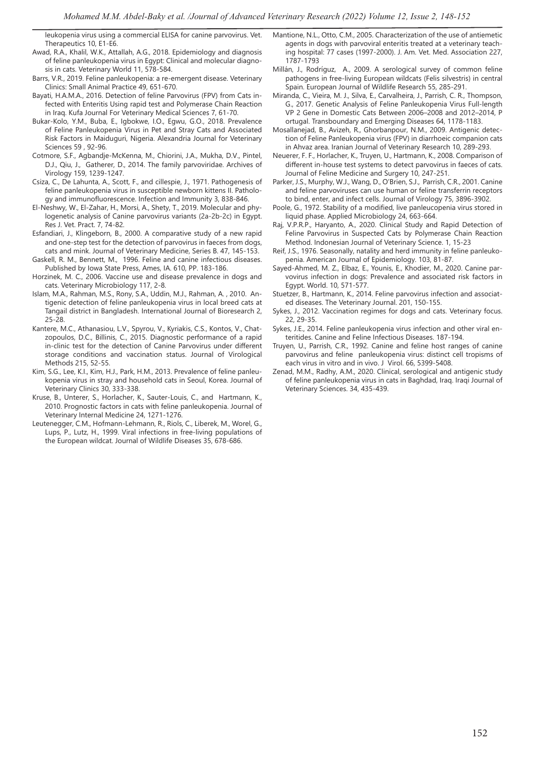leukopenia virus using a commercial ELISA for canine parvovirus. Vet. Therapeutics 10, E1-E6.

Awad, R.A., Khalil, W.K., Attallah, A.G., 2018. Epidemiology and diagnosis of feline panleukopenia virus in Egypt: Clinical and molecular diagnosis in cats. Veterinary World 11, 578-584.

Barrs, V.R., 2019. Feline panleukopenia: a re-emergent disease. Veterinary Clinics: Small Animal Practice 49, 651-670.

Bayati, H.A.M.A., 2016. Detection of feline Parvovirus (FPV) from Cats infected with Enteritis Using rapid test and Polymerase Chain Reaction in Iraq. Kufa Journal For Veterinary Medical Sciences 7, 61-70.

Bukar-Kolo, Y.M., Buba, E., Igbokwe, I.O., Egwu, G.O., 2018. Prevalence of Feline Panleukopenia Virus in Pet and Stray Cats and Associated Risk Factors in Maiduguri, Nigeria. Alexandria Journal for Veterinary Sciences 59 , 92-96.

Cotmore, S.F., Agbandje-McKenna, M., Chiorini, J.A., Mukha, D.V., Pintel, D.J., Qiu, J., Gatherer, D., 2014. The family parvoviridae. Archives of Virology 159, 1239-1247.

Csiza, C., De Lahunta, A., Scott, F., and cillespie, J., 1971. Pathogenesis of feline panleukopenia virus in susceptible newborn kittens II. Pathology and immunofluorescence. Infection and Immunity 3, 838-846.

El-Neshwy, W., El-Zahar, H., Morsi, A., Shety, T., 2019. Molecular and phylogenetic analysis of Canine parvovirus variants (2a-2b-2c) in Egypt. Res J. Vet. Pract. 7, 74-82.

Esfandiari, J., Klingeborn, B., 2000. A comparative study of a new rapid and one-step test for the detection of parvovirus in faeces from dogs, cats and mink. Journal of Veterinary Medicine, Series B. 47, 145-153.

Gaskell, R. M., Bennett, M., 1996. Feline and canine infectious diseases. Published by Iowa State Press, Ames, IA. 610, PP. 183-186.

Horzinek, M. C., 2006. Vaccine use and disease prevalence in dogs and cats. Veterinary Microbiology 117, 2-8.

Islam, M.A., Rahman, M.S., Rony, S.A., Uddin, M.J., Rahman, A. , 2010. Antigenic detection of feline panleukopenia virus in local breed cats at Tangail district in Bangladesh. International Journal of Bioresearch 2, 25-28.

Kantere, M.C., Athanasiou, L.V., Spyrou, V., Kyriakis, C.S., Kontos, V., Chatzopoulos, D.C., Billinis, C., 2015. Diagnostic performance of a rapid in-clinic test for the detection of Canine Parvovirus under different storage conditions and vaccination status. Journal of Virological Methods 215, 52-55.

Kim, S.G., Lee, K.I., Kim, H.J., Park, H.M., 2013. Prevalence of feline panleukopenia virus in stray and household cats in Seoul, Korea. Journal of Veterinary Clinics 30, 333-338.

Kruse, B., Unterer, S., Horlacher, K., Sauter-Louis, C., and Hartmann, K., 2010. Prognostic factors in cats with feline panleukopenia. Journal of Veterinary Internal Medicine 24, 1271-1276.

Leutenegger, C.M., Hofmann-Lehmann, R., Riols, C., Liberek, M., Worel, G., Lups, P., Lutz, H., 1999. Viral infections in free-living populations of the European wildcat. Journal of Wildlife Diseases 35, 678-686.

Mantione, N.L., Otto, C.M., 2005. Characterization of the use of antiemetic agents in dogs with parvoviral enteritis treated at a veterinary teaching hospital: 77 cases (1997-2000). J. Am. Vet. Med. Association 227, 1787-1793

Millán, J., Rodríguz, A., 2009. A serological survey of common feline pathogens in free-living European wildcats (Felis silvestris) in central Spain. European Journal of Wildlife Research 55, 285-291.

Miranda, C., Vieira, M. J., Silva, E., Carvalheira, J., Parrish, C. R., Thompson, G., 2017. Genetic Analysis of Feline Panleukopenia Virus Full-length VP 2 Gene in Domestic Cats Between 2006–2008 and 2012–2014, P ortugal. Transboundary and Emerging Diseases 64, 1178-1183.

Mosallanejad, B., Avizeh, R., Ghorbanpour, N.M., 2009. Antigenic detection of Feline Panleukopenia virus (FPV) in diarrhoeic companion cats in Ahvaz area. Iranian Journal of Veterinary Research 10, 289-293.

Neuerer, F. F., Horlacher, K., Truyen, U., Hartmann, K., 2008. Comparison of different in-house test systems to detect parvovirus in faeces of cats. Journal of Feline Medicine and Surgery 10, 247-251.

Parker, J.S., Murphy, W.J., Wang, D., O'Brien, S.J., Parrish, C.R., 2001. Canine and feline parvoviruses can use human or feline transferrin receptors to bind, enter, and infect cells. Journal of Virology 75, 3896-3902.

Poole, G., 1972. Stability of a modified, live panleucopenia virus stored in liquid phase. Applied Microbiology 24, 663-664.

Raj, V.P.R.P., Haryanto, A., 2020. Clinical Study and Rapid Detection of Feline Parvovirus in Suspected Cats by Polymerase Chain Reaction Method. Indonesian Journal of Veterinary Science. 1, 15-23

Reif, J.S., 1976. Seasonally, natality and herd immunity in feline panleukopenia. American Journal of Epidemiology. 103, 81-87.

Sayed-Ahmed, M. Z., Elbaz, E., Younis, E., Khodier, M., 2020. Canine parvovirus infection in dogs: Prevalence and associated risk factors in Egypt. World. 10, 571-577.

Stuetzer, B., Hartmann, K., 2014. Feline parvovirus infection and associated diseases. The Veterinary Journal. 201, 150-155.

Sykes, J., 2012. Vaccination regimes for dogs and cats. Veterinary focus. 22, 29-35.

Sykes, J.E., 2014. Feline panleukopenia virus infection and other viral enteritides. Canine and Feline Infectious Diseases. 187-194.

Truyen, U., Parrish, C.R., 1992. Canine and feline host ranges of canine parvovirus and feline panleukopenia virus: distinct cell tropisms of each virus in vitro and in vivo. J Virol. 66, 5399-5408.

Zenad, M.M., Radhy, A.M., 2020. Clinical, serological and antigenic study of feline panleukopenia virus in cats in Baghdad, Iraq. Iraqi Journal of Veterinary Sciences. 34, 435-439.